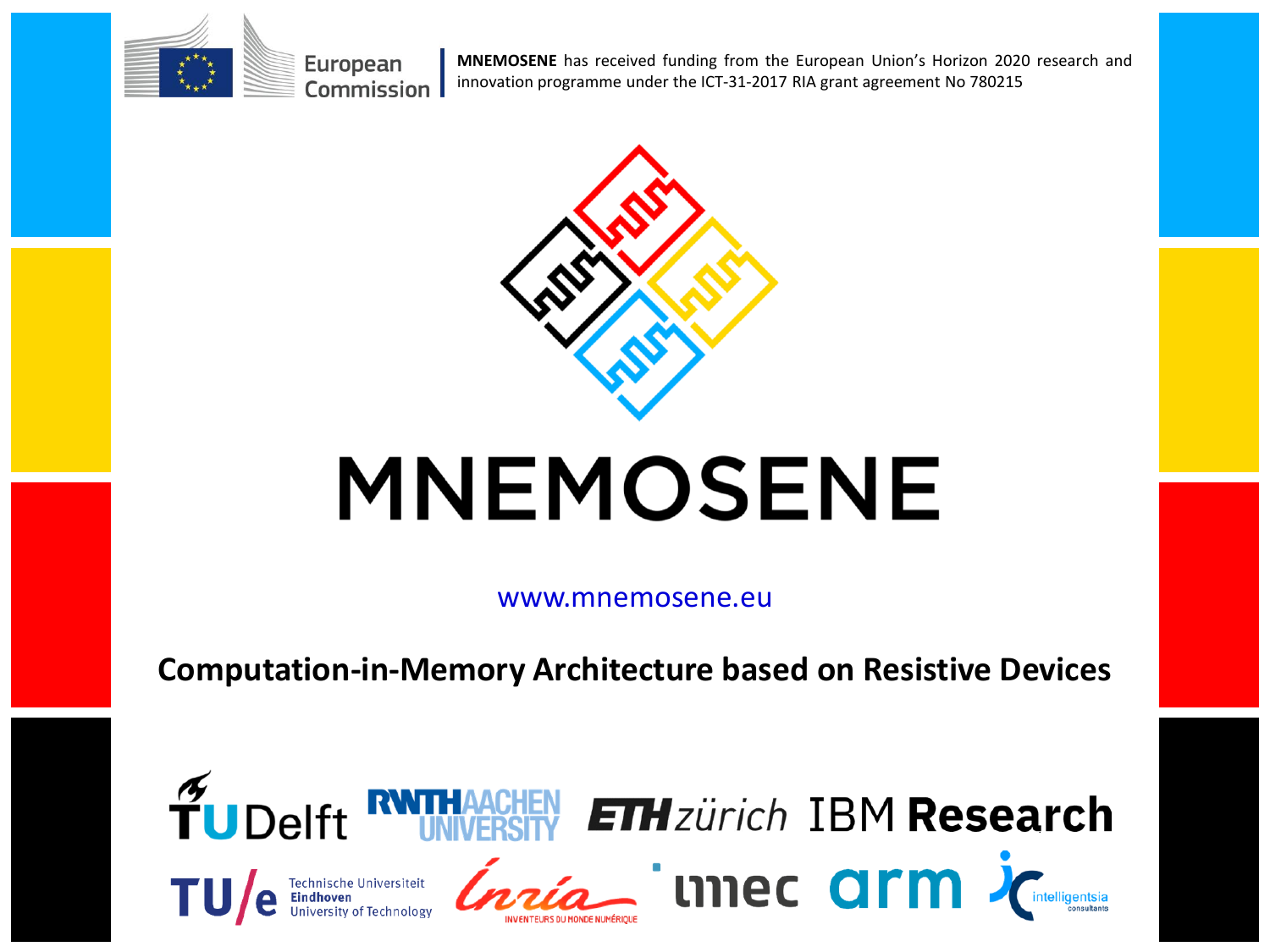European Commission

**MNEMOSENE** has received funding from the European Union's Horizon 2020 research and innovation programme under the ICT-31-2017 RIA grant agreement No 780215

# MNEMOSENE

www.mnemosene.eu

**Computation-in-Memory Architecture based on Resistive Devices**

TU Delft · RWTH Aachen University · ETH zürich · IBM Research · TU/e Technische Universiteit Eindhoven University of Technology · Inria Inventeurs du monde numérique · imec · arm · intelligentsia consultants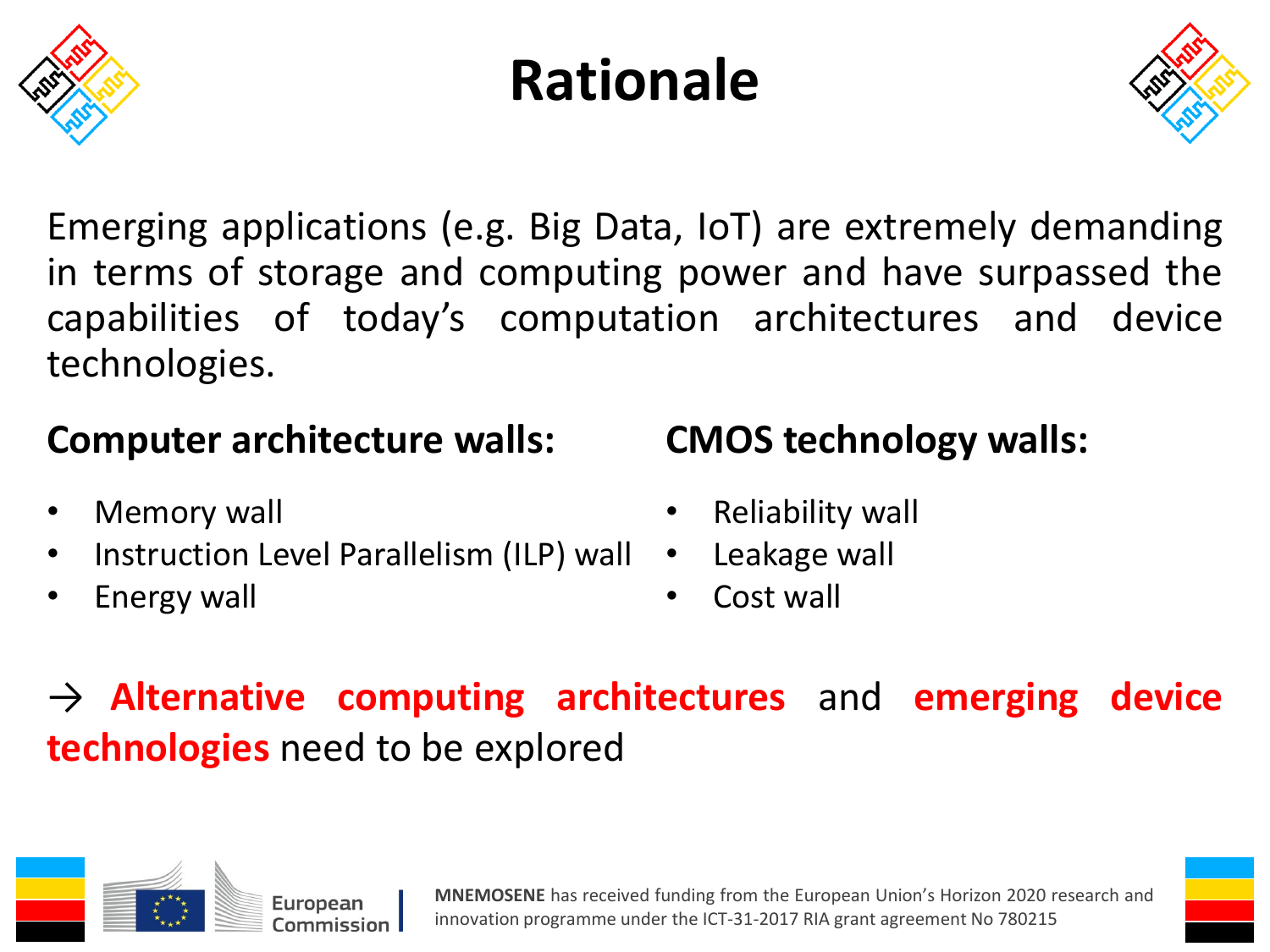# Rationale

Emerging applications (e.g. Big Data, IoT) are extremely demanding in terms of storage and computing power and have surpassed the capabilities of today's computation architectures and device technologies.

**Computer architecture walls:**

- Memory wall
- Instruction Level Parallelism (ILP) wall
- Energy wall

**CMOS technology walls:**

- Reliability wall
- Leakage wall
- Cost wall

→ **Alternative computing architectures** and **emerging device technologies** need to be explored

**MNEMOSENE** has received funding from the European Union's Horizon 2020 research and innovation programme under the ICT-31-2017 RIA grant agreement No 780215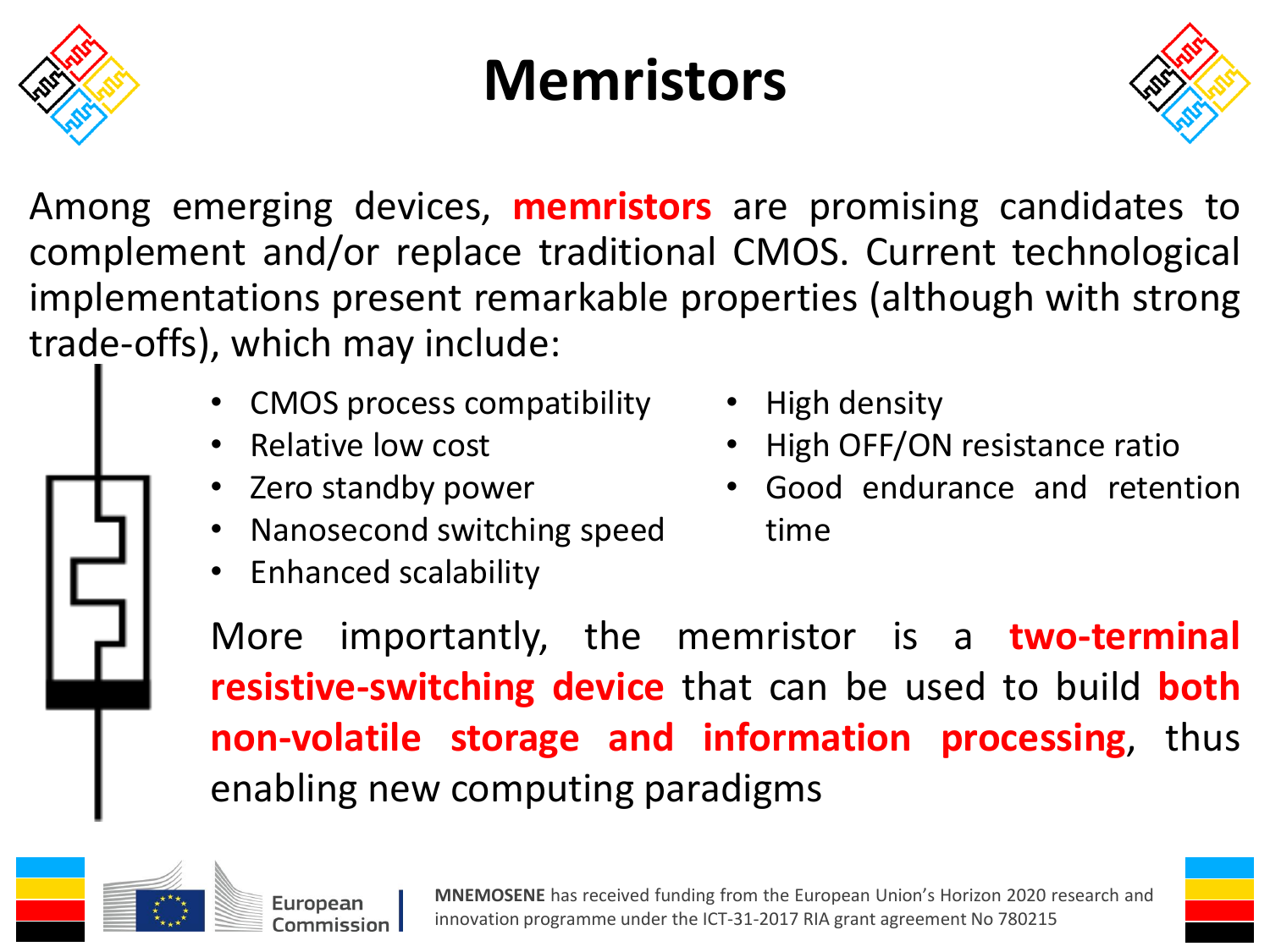# Memristors

Among emerging devices, **memristors** are promising candidates to complement and/or replace traditional CMOS. Current technological implementations present remarkable properties (although with strong trade-offs), which may include:

- CMOS process compatibility
- Relative low cost
- Zero standby power
- Nanosecond switching speed
- Enhanced scalability
- High density
- High OFF/ON resistance ratio
- Good endurance and retention time

More importantly, the memristor is a **two-terminal resistive-switching device** that can be used to build **both non-volatile storage and information processing**, thus enabling new computing paradigms

**MNEMOSENE** has received funding from the European Union's Horizon 2020 research and innovation programme under the ICT-31-2017 RIA grant agreement No 780215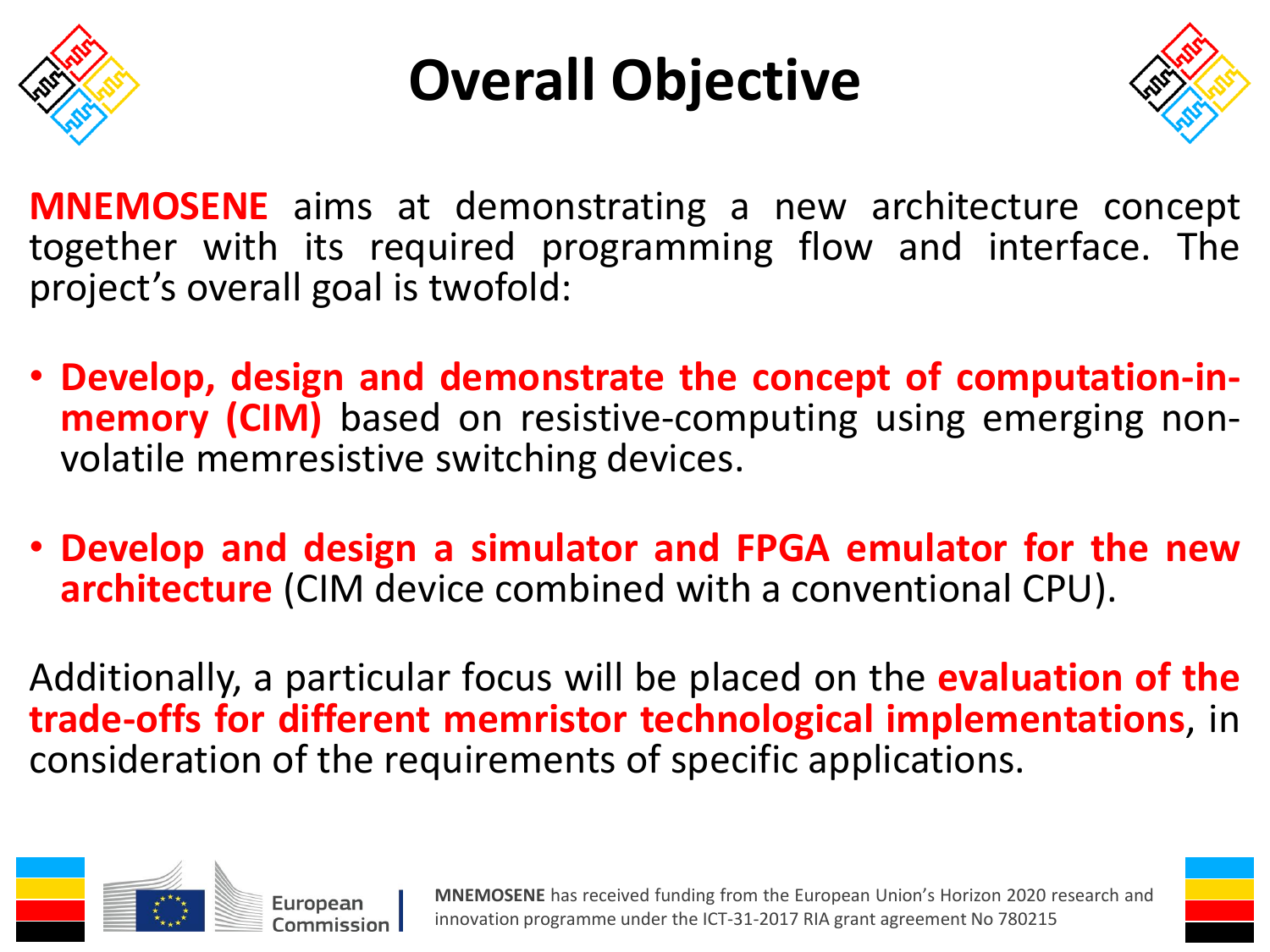# Overall Objective

**MNEMOSENE** aims at demonstrating a new architecture concept together with its required programming flow and interface. The project's overall goal is twofold:

- **Develop, design and demonstrate the concept of computation-in-memory (CIM)** based on resistive-computing using emerging non-volatile memresistive switching devices.
- **Develop and design a simulator and FPGA emulator for the new architecture** (CIM device combined with a conventional CPU).

Additionally, a particular focus will be placed on the **evaluation of the trade-offs for different memristor technological implementations**, in consideration of the requirements of specific applications.

European Commission

**MNEMOSENE** has received funding from the European Union's Horizon 2020 research and innovation programme under the ICT-31-2017 RIA grant agreement No 780215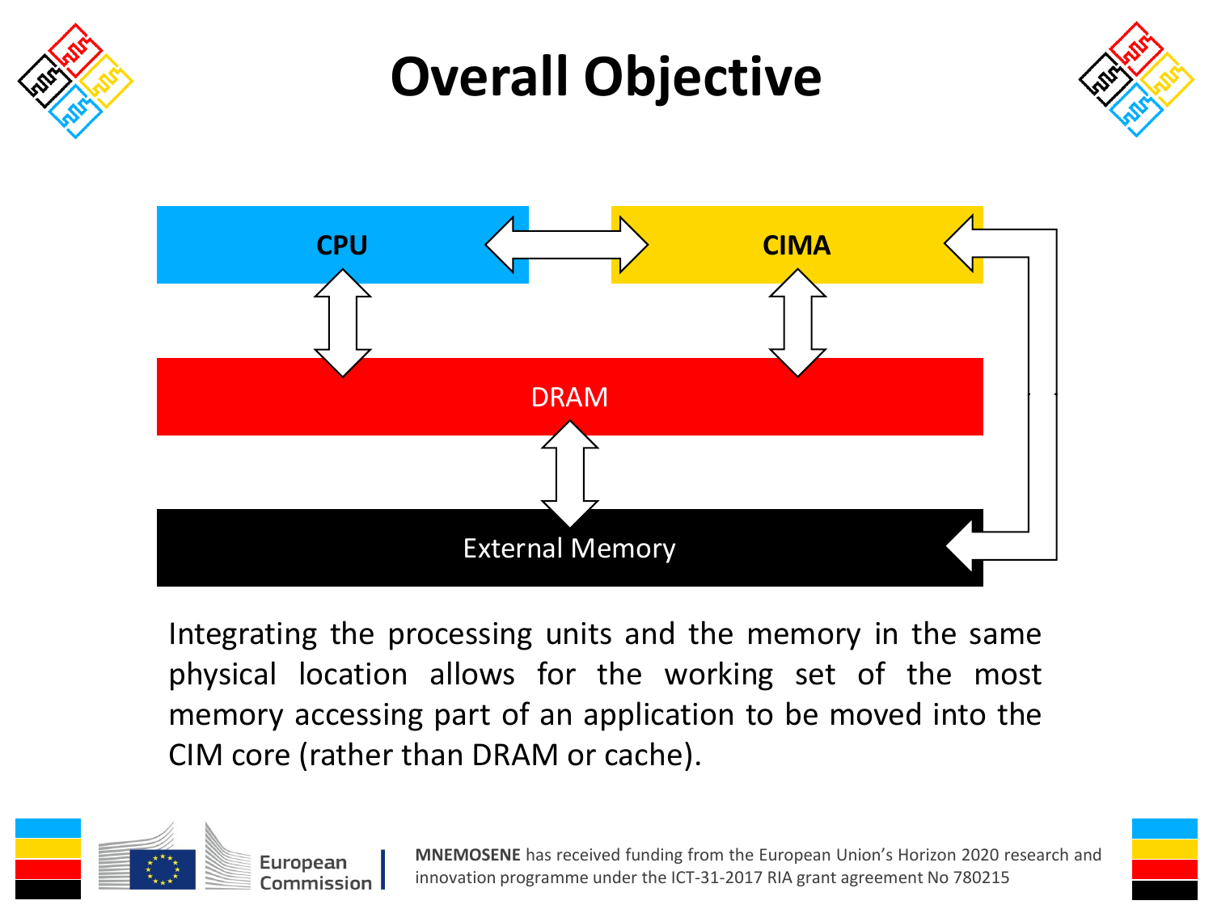# Overall Objective

CPU

CIMA

DRAM

External Memory

Integrating the processing units and the memory in the same physical location allows for the working set of the most memory accessing part of an application to be moved into the CIM core (rather than DRAM or cache).

**MNEMOSENE** has received funding from the European Union's Horizon 2020 research and innovation programme under the ICT-31-2017 RIA grant agreement No 780215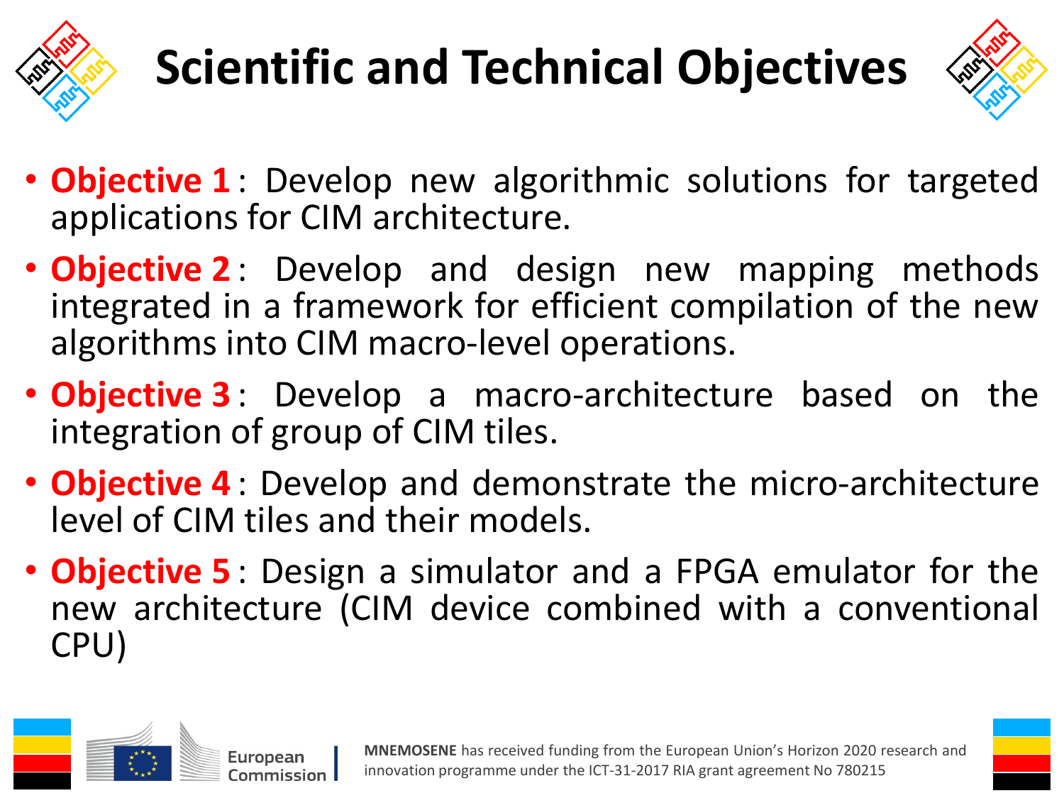# Scientific and Technical Objectives

- **Objective 1** : Develop new algorithmic solutions for targeted applications for CIM architecture.
- **Objective 2** : Develop and design new mapping methods integrated in a framework for efficient compilation of the new algorithms into CIM macro-level operations.
- **Objective 3** : Develop a macro-architecture based on the integration of group of CIM tiles.
- **Objective 4** : Develop and demonstrate the micro-architecture level of CIM tiles and their models.
- **Objective 5** : Design a simulator and a FPGA emulator for the new architecture (CIM device combined with a conventional CPU)

European Commission

**MNEMOSENE** has received funding from the European Union's Horizon 2020 research and innovation programme under the ICT-31-2017 RIA grant agreement No 780215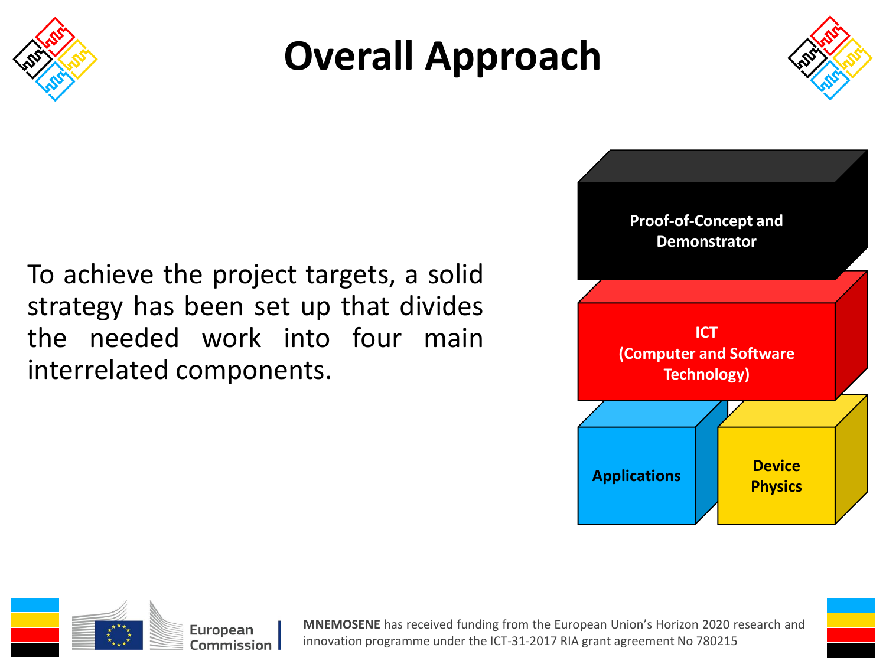# Overall Approach

To achieve the project targets, a solid strategy has been set up that divides the needed work into four main interrelated components.

Proof-of-Concept and Demonstrator

ICT
(Computer and Software Technology)

Applications

Device Physics

**MNEMOSENE** has received funding from the European Union's Horizon 2020 research and innovation programme under the ICT-31-2017 RIA grant agreement No 780215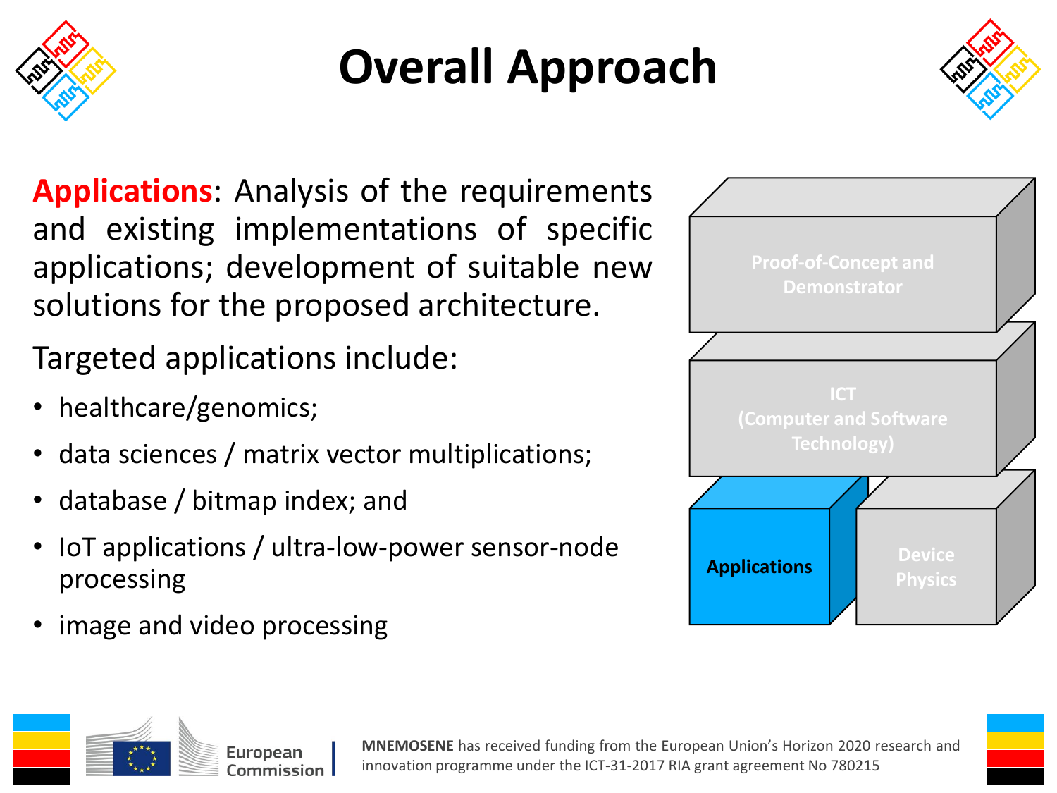# Overall Approach

**Applications**: Analysis of the requirements and existing implementations of specific applications; development of suitable new solutions for the proposed architecture.

Targeted applications include:

- healthcare/genomics;
- data sciences / matrix vector multiplications;
- database / bitmap index; and
- IoT applications / ultra-low-power sensor-node processing
- image and video processing

Proof-of-Concept and Demonstrator

ICT (Computer and Software Technology)

**Applications**

Device Physics

**MNEMOSENE** has received funding from the European Union's Horizon 2020 research and innovation programme under the ICT-31-2017 RIA grant agreement No 780215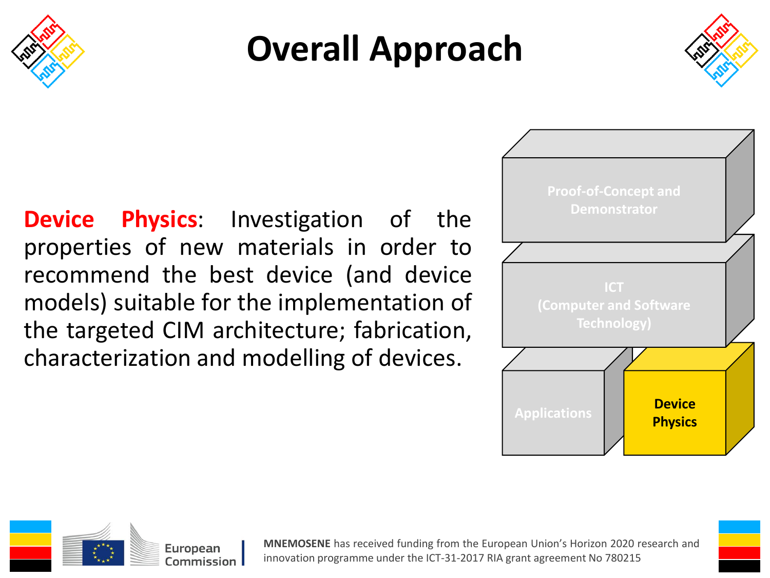# Overall Approach

**Device Physics**: Investigation of the properties of new materials in order to recommend the best device (and device models) suitable for the implementation of the targeted CIM architecture; fabrication, characterization and modelling of devices.

Proof-of-Concept and Demonstrator

ICT (Computer and Software Technology)

Applications

Device Physics

**MNEMOSENE** has received funding from the European Union's Horizon 2020 research and innovation programme under the ICT-31-2017 RIA grant agreement No 780215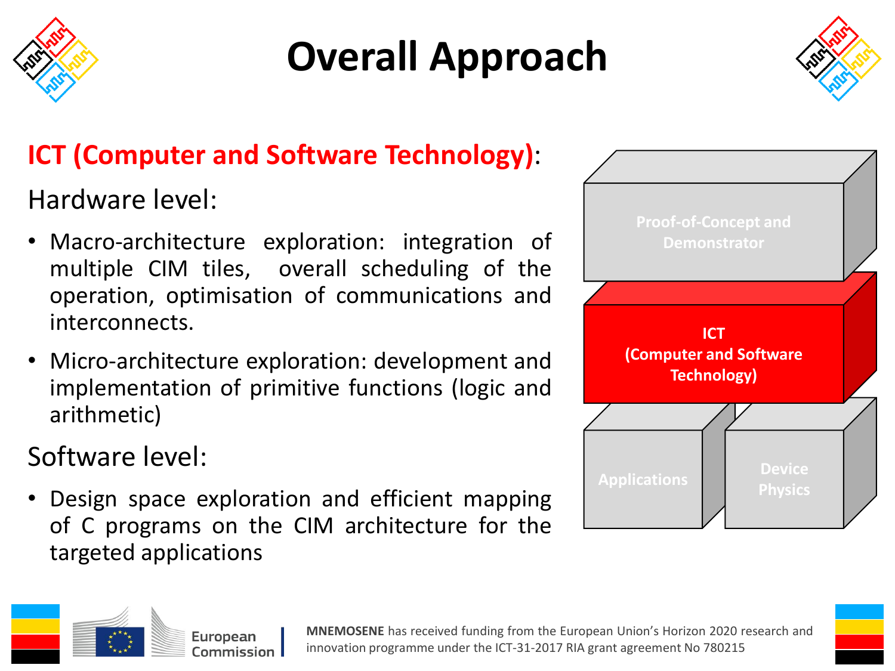# Overall Approach

**ICT (Computer and Software Technology)**:

Hardware level:

- Macro-architecture exploration: integration of multiple CIM tiles, overall scheduling of the operation, optimisation of communications and interconnects.
- Micro-architecture exploration: development and implementation of primitive functions (logic and arithmetic)

Software level:

- Design space exploration and efficient mapping of C programs on the CIM architecture for the targeted applications

Proof-of-Concept and Demonstrator

ICT
(Computer and Software Technology)

Applications

Device Physics

European Commission

**MNEMOSENE** has received funding from the European Union's Horizon 2020 research and innovation programme under the ICT-31-2017 RIA grant agreement No 780215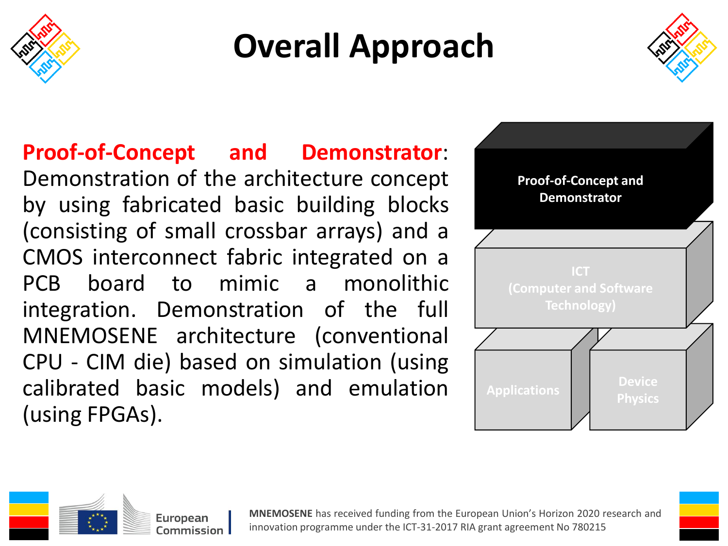# Overall Approach

**Proof-of-Concept and Demonstrator**: Demonstration of the architecture concept by using fabricated basic building blocks (consisting of small crossbar arrays) and a CMOS interconnect fabric integrated on a PCB board to mimic a monolithic integration. Demonstration of the full MNEMOSENE architecture (conventional CPU - CIM die) based on simulation (using calibrated basic models) and emulation (using FPGAs).

Proof-of-Concept and Demonstrator

ICT
(Computer and Software Technology)

Applications

Device Physics

**MNEMOSENE** has received funding from the European Union's Horizon 2020 research and innovation programme under the ICT-31-2017 RIA grant agreement No 780215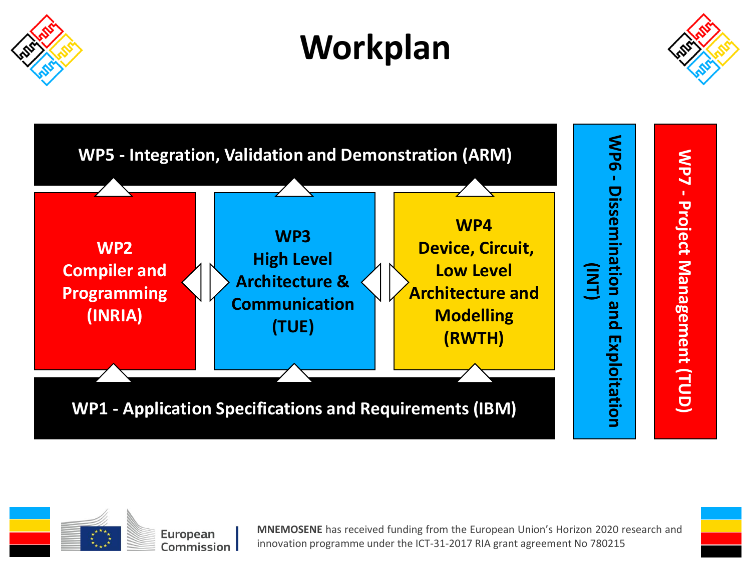# Workplan

WP5 - Integration, Validation and Demonstration (ARM)

WP2
Compiler and
Programming
(INRIA)

WP3
High Level
Architecture &
Communication
(TUE)

WP4
Device, Circuit,
Low Level
Architecture and
Modelling
(RWTH)

WP1 - Application Specifications and Requirements (IBM)

WP6 - Dissemination and Exploitation (INT)

WP7 - Project Management (TUD)

European Commission

**MNEMOSENE** has received funding from the European Union's Horizon 2020 research and innovation programme under the ICT-31-2017 RIA grant agreement No 780215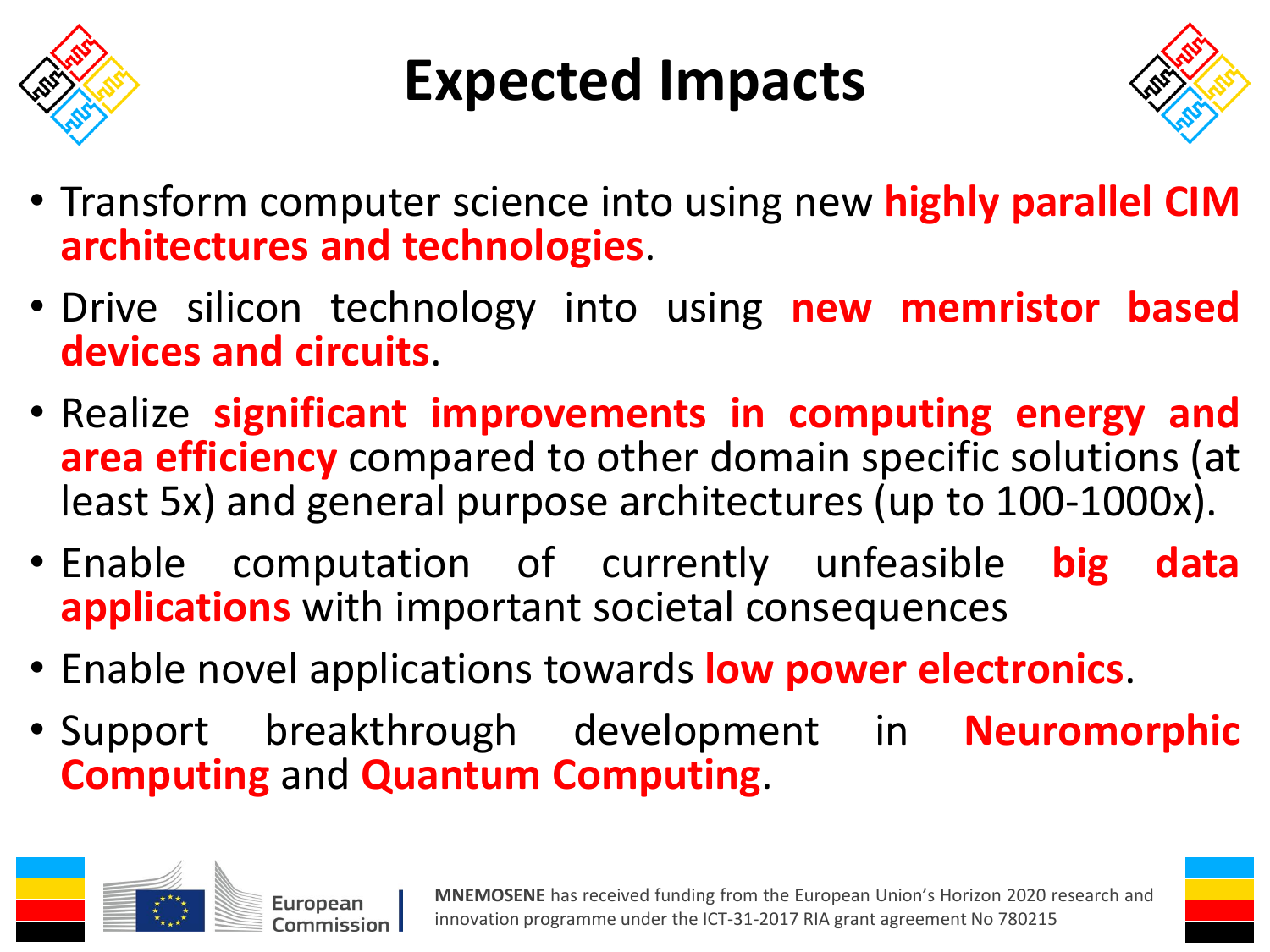# Expected Impacts

- Transform computer science into using new **highly parallel CIM architectures and technologies**.
- Drive silicon technology into using **new memristor based devices and circuits**.
- Realize **significant improvements in computing energy and area efficiency** compared to other domain specific solutions (at least 5x) and general purpose architectures (up to 100-1000x).
- Enable computation of currently unfeasible **big data applications** with important societal consequences
- Enable novel applications towards **low power electronics**.
- Support breakthrough development in **Neuromorphic Computing** and **Quantum Computing**.

European Commission

**MNEMOSENE** has received funding from the European Union's Horizon 2020 research and innovation programme under the ICT-31-2017 RIA grant agreement No 780215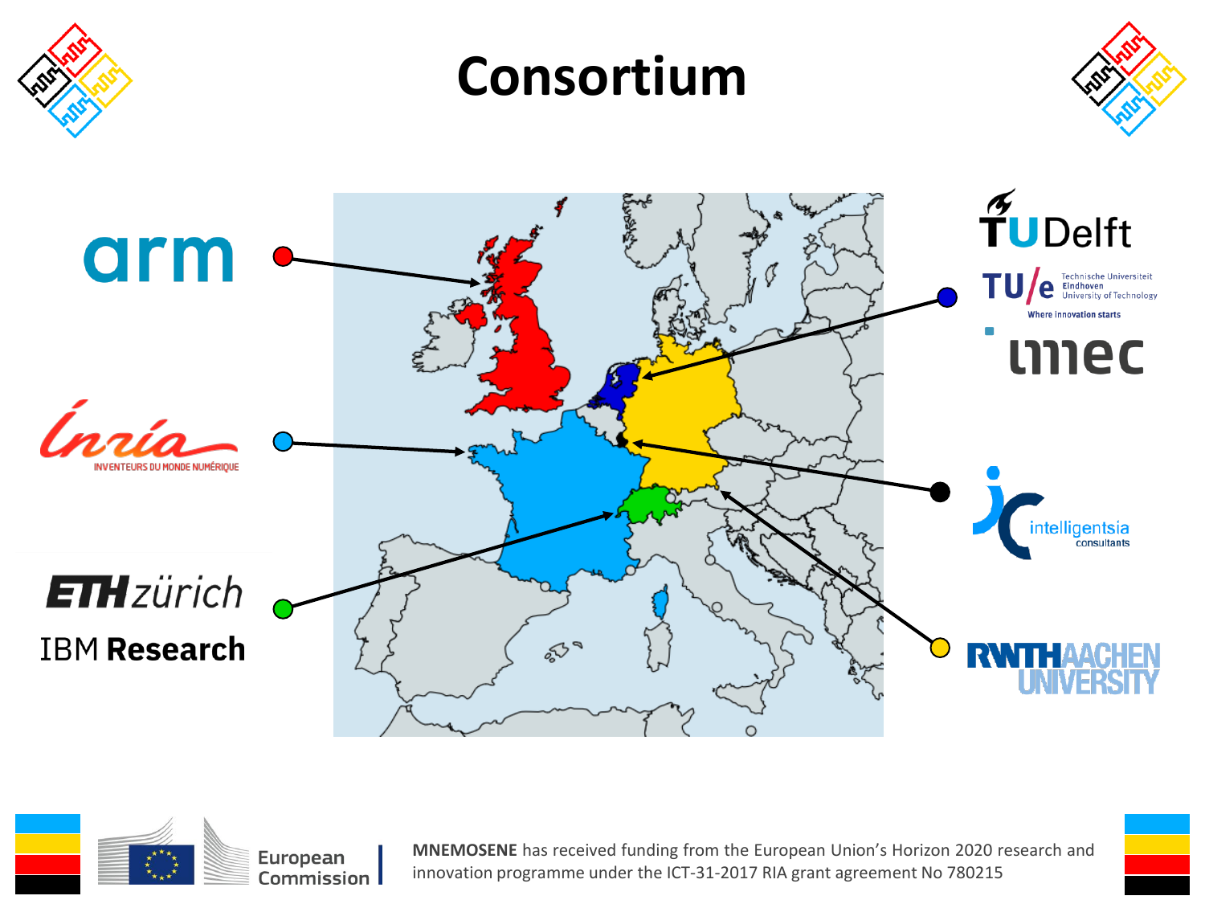# Consortium

arm

Inria — INVENTEURS DU MONDE NUMÉRIQUE

ETH zürich

IBM Research

TU Delft

TU/e Technische Universiteit Eindhoven University of Technology — Where innovation starts

imec

intelligentsia consultants

RWTH AACHEN UNIVERSITY

European Commission

**MNEMOSENE** has received funding from the European Union's Horizon 2020 research and innovation programme under the ICT-31-2017 RIA grant agreement No 780215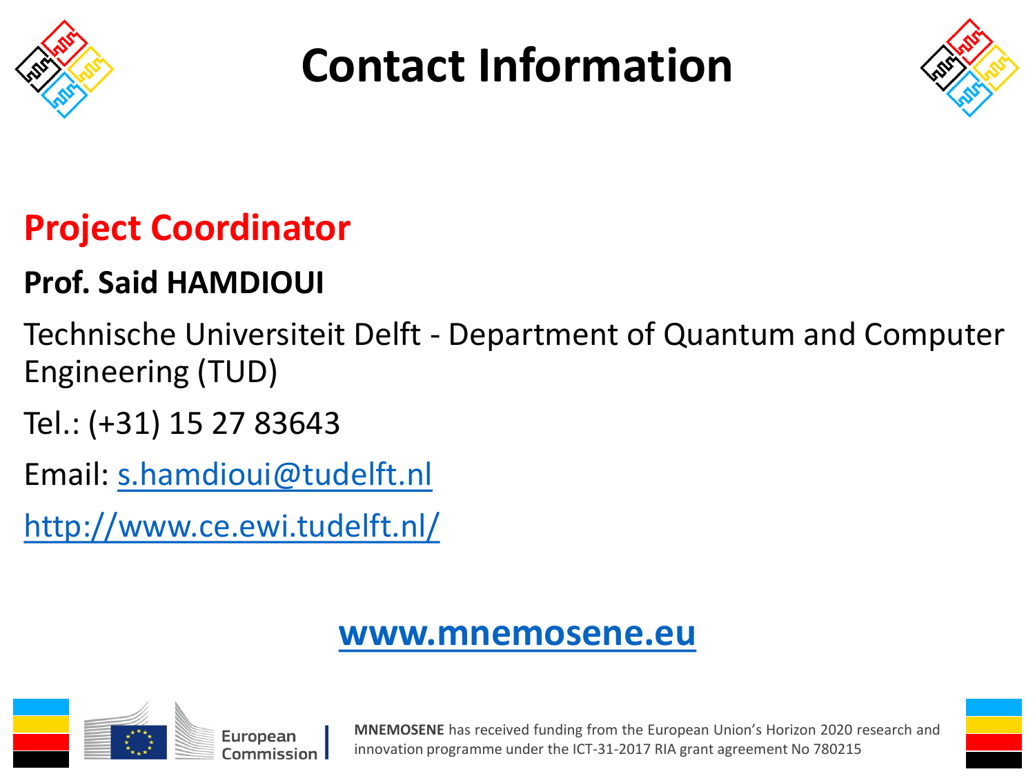# Contact Information

## Project Coordinator

**Prof. Said HAMDIOUI**

Technische Universiteit Delft - Department of Quantum and Computer Engineering (TUD)

Tel.: (+31) 15 27 83643

Email: s.hamdioui@tudelft.nl

http://www.ce.ewi.tudelft.nl/

**www.mnemosene.eu**

European Commission

**MNEMOSENE** has received funding from the European Union's Horizon 2020 research and innovation programme under the ICT-31-2017 RIA grant agreement No 780215